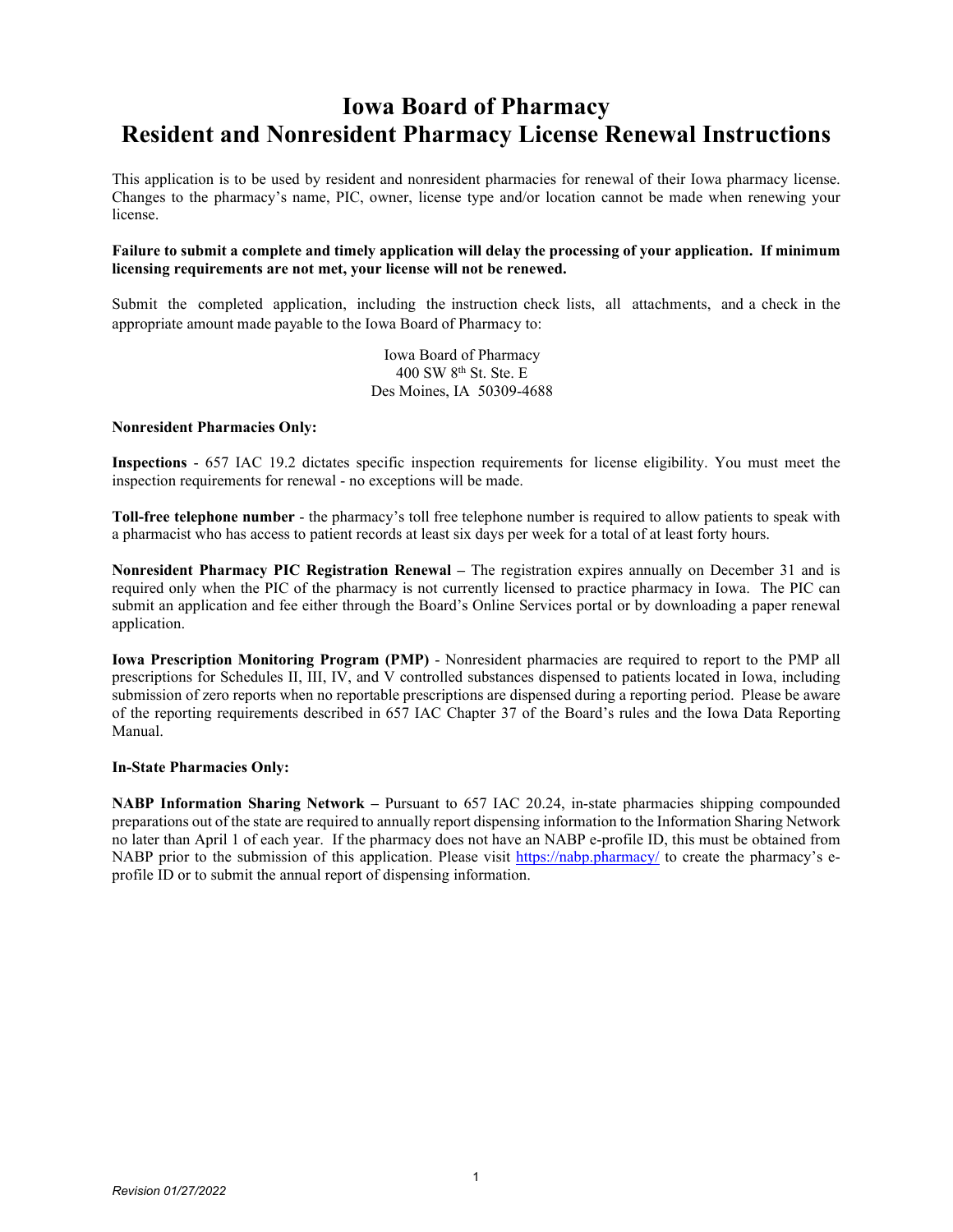# Iowa Board of Pharmacy
# Resident and Nonresident Pharmacy License Renewal Instructions

This application is to be used by resident and nonresident pharmacies for renewal of their Iowa pharmacy license. Changes to the pharmacy's name, PIC, owner, license type and/or location cannot be made when renewing your license.

**Failure to submit a complete and timely application will delay the processing of your application. If minimum licensing requirements are not met, your license will not be renewed.**

Submit the completed application, including the instruction check lists, all attachments, and a check in the appropriate amount made payable to the Iowa Board of Pharmacy to:

Iowa Board of Pharmacy
400 SW 8th St. Ste. E
Des Moines, IA 50309-4688

**Nonresident Pharmacies Only:**

**Inspections** - 657 IAC 19.2 dictates specific inspection requirements for license eligibility. You must meet the inspection requirements for renewal - no exceptions will be made.

**Toll-free telephone number** - the pharmacy's toll free telephone number is required to allow patients to speak with a pharmacist who has access to patient records at least six days per week for a total of at least forty hours.

**Nonresident Pharmacy PIC Registration Renewal –** The registration expires annually on December 31 and is required only when the PIC of the pharmacy is not currently licensed to practice pharmacy in Iowa. The PIC can submit an application and fee either through the Board's Online Services portal or by downloading a paper renewal application.

**Iowa Prescription Monitoring Program (PMP)** - Nonresident pharmacies are required to report to the PMP all prescriptions for Schedules II, III, IV, and V controlled substances dispensed to patients located in Iowa, including submission of zero reports when no reportable prescriptions are dispensed during a reporting period. Please be aware of the reporting requirements described in 657 IAC Chapter 37 of the Board's rules and the Iowa Data Reporting Manual.

**In-State Pharmacies Only:**

**NABP Information Sharing Network –** Pursuant to 657 IAC 20.24, in-state pharmacies shipping compounded preparations out of the state are required to annually report dispensing information to the Information Sharing Network no later than April 1 of each year. If the pharmacy does not have an NABP e-profile ID, this must be obtained from NABP prior to the submission of this application. Please visit https://nabp.pharmacy/ to create the pharmacy's e-profile ID or to submit the annual report of dispensing information.

*Revision 01/27/2022*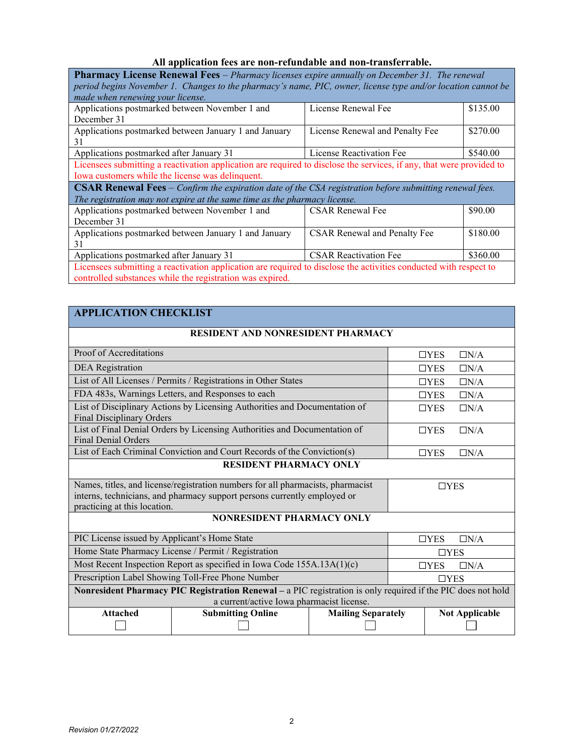**All application fees are non-refundable and non-transferrable.**

| **Pharmacy License Renewal Fees** – *Pharmacy licenses expire annually on December 31. The renewal period begins November 1. Changes to the pharmacy's name, PIC, owner, license type and/or location cannot be made when renewing your license.* | | |
|---|---|---|
| Applications postmarked between November 1 and December 31 | License Renewal Fee | $135.00 |
| Applications postmarked between January 1 and January 31 | License Renewal and Penalty Fee | $270.00 |
| Applications postmarked after January 31 | License Reactivation Fee | $540.00 |
| Licensees submitting a reactivation application are required to disclose the services, if any, that were provided to Iowa customers while the license was delinquent. | | |
| **CSAR Renewal Fees** – *Confirm the expiration date of the CSA registration before submitting renewal fees. The registration may not expire at the same time as the pharmacy license.* | | |
| Applications postmarked between November 1 and December 31 | CSAR Renewal Fee | $90.00 |
| Applications postmarked between January 1 and January 31 | CSAR Renewal and Penalty Fee | $180.00 |
| Applications postmarked after January 31 | CSAR Reactivation Fee | $360.00 |
| Licensees submitting a reactivation application are required to disclose the activities conducted with respect to controlled substances while the registration was expired. | | |

## APPLICATION CHECKLIST

| **RESIDENT AND NONRESIDENT PHARMACY** | |
|---|---|
| Proof of Accreditations | ☐YES ☐N/A |
| DEA Registration | ☐YES ☐N/A |
| List of All Licenses / Permits / Registrations in Other States | ☐YES ☐N/A |
| FDA 483s, Warnings Letters, and Responses to each | ☐YES ☐N/A |
| List of Disciplinary Actions by Licensing Authorities and Documentation of Final Disciplinary Orders | ☐YES ☐N/A |
| List of Final Denial Orders by Licensing Authorities and Documentation of Final Denial Orders | ☐YES ☐N/A |
| List of Each Criminal Conviction and Court Records of the Conviction(s) | ☐YES ☐N/A |
| **RESIDENT PHARMACY ONLY** | |
| Names, titles, and license/registration numbers for all pharmacists, pharmacist interns, technicians, and pharmacy support persons currently employed or practicing at this location. | ☐YES |
| **NONRESIDENT PHARMACY ONLY** | |
| PIC License issued by Applicant's Home State | ☐YES ☐N/A |
| Home State Pharmacy License / Permit / Registration | ☐YES |
| Most Recent Inspection Report as specified in Iowa Code 155A.13A(1)(c) | ☐YES ☐N/A |
| Prescription Label Showing Toll-Free Phone Number | ☐YES |

**Nonresident Pharmacy PIC Registration Renewal** – a PIC registration is only required if the PIC does not hold a current/active Iowa pharmacist license.

| Attached | Submitting Online | Mailing Separately | Not Applicable |
|---|---|---|---|
| ☐ | ☐ | ☐ | ☐ |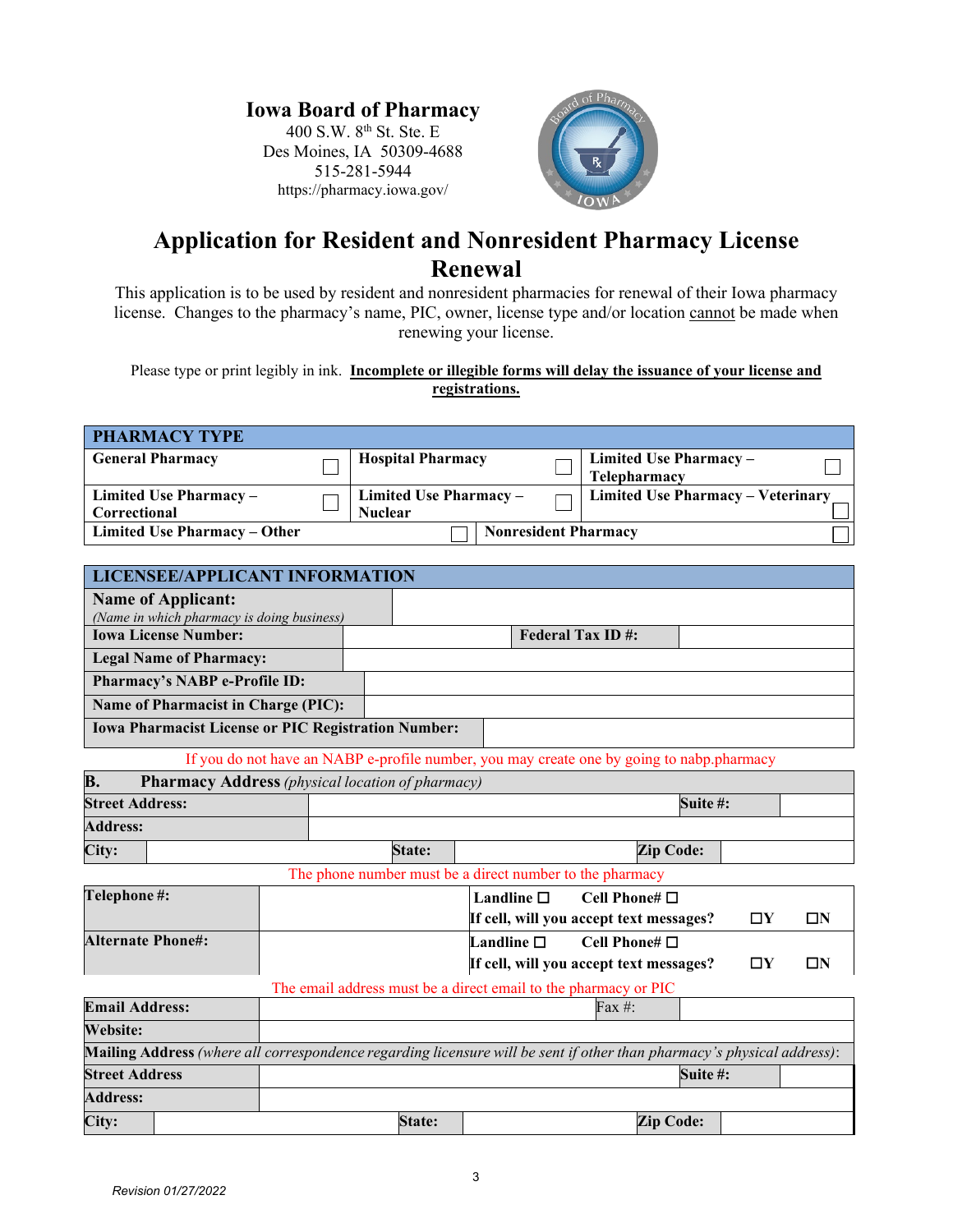**Iowa Board of Pharmacy**
400 S.W. 8th St. Ste. E
Des Moines, IA 50309-4688
515-281-5944
https://pharmacy.iowa.gov/

# Application for Resident and Nonresident Pharmacy License Renewal

This application is to be used by resident and nonresident pharmacies for renewal of their Iowa pharmacy license. Changes to the pharmacy's name, PIC, owner, license type and/or location cannot be made when renewing your license.

Please type or print legibly in ink. **Incomplete or illegible forms will delay the issuance of your license and registrations.**

| PHARMACY TYPE | | | | | |
|---|---|---|---|---|---|
| **General Pharmacy** | ☐ | **Hospital Pharmacy** | ☐ | **Limited Use Pharmacy – Telepharmacy** | ☐ |
| **Limited Use Pharmacy – Correctional** | ☐ | **Limited Use Pharmacy – Nuclear** | ☐ | **Limited Use Pharmacy – Veterinary** | ☐ |
| **Limited Use Pharmacy – Other** | ☐ | **Nonresident Pharmacy** | ☐ | | |

| LICENSEE/APPLICANT INFORMATION | | | |
|---|---|---|---|
| **Name of Applicant:** *(Name in which pharmacy is doing business)* | | | |
| **Iowa License Number:** | | **Federal Tax ID #:** | |
| **Legal Name of Pharmacy:** | | | |
| **Pharmacy's NABP e-Profile ID:** | | | |
| **Name of Pharmacist in Charge (PIC):** | | | |
| **Iowa Pharmacist License or PIC Registration Number:** | | | |

If you do not have an NABP e-profile number, you may create one by going to nabp.pharmacy

| **B. Pharmacy Address** *(physical location of pharmacy)* | | | | | |
|---|---|---|---|---|---|
| **Street Address:** | | | | **Suite #:** | |
| **Address:** | | | | | |
| **City:** | | **State:** | | **Zip Code:** | |

The phone number must be a direct number to the pharmacy

| | | |
|---|---|---|
| **Telephone #:** | | **Landline** ☐ **Cell Phone#** ☐ **If cell, will you accept text messages?** ☐**Y** ☐**N** |
| **Alternate Phone#:** | | **Landline** ☐ **Cell Phone#** ☐ **If cell, will you accept text messages?** ☐**Y** ☐**N** |

The email address must be a direct email to the pharmacy or PIC

| | | | |
|---|---|---|---|
| **Email Address:** | | Fax #: | |
| **Website:** | | | |

**Mailing Address** *(where all correspondence regarding licensure will be sent if other than pharmacy's physical address)*:

| | | | | | |
|---|---|---|---|---|---|
| **Street Address** | | | | **Suite #:** | |
| **Address:** | | | | | |
| **City:** | | **State:** | | **Zip Code:** | |

*Revision 01/27/2022*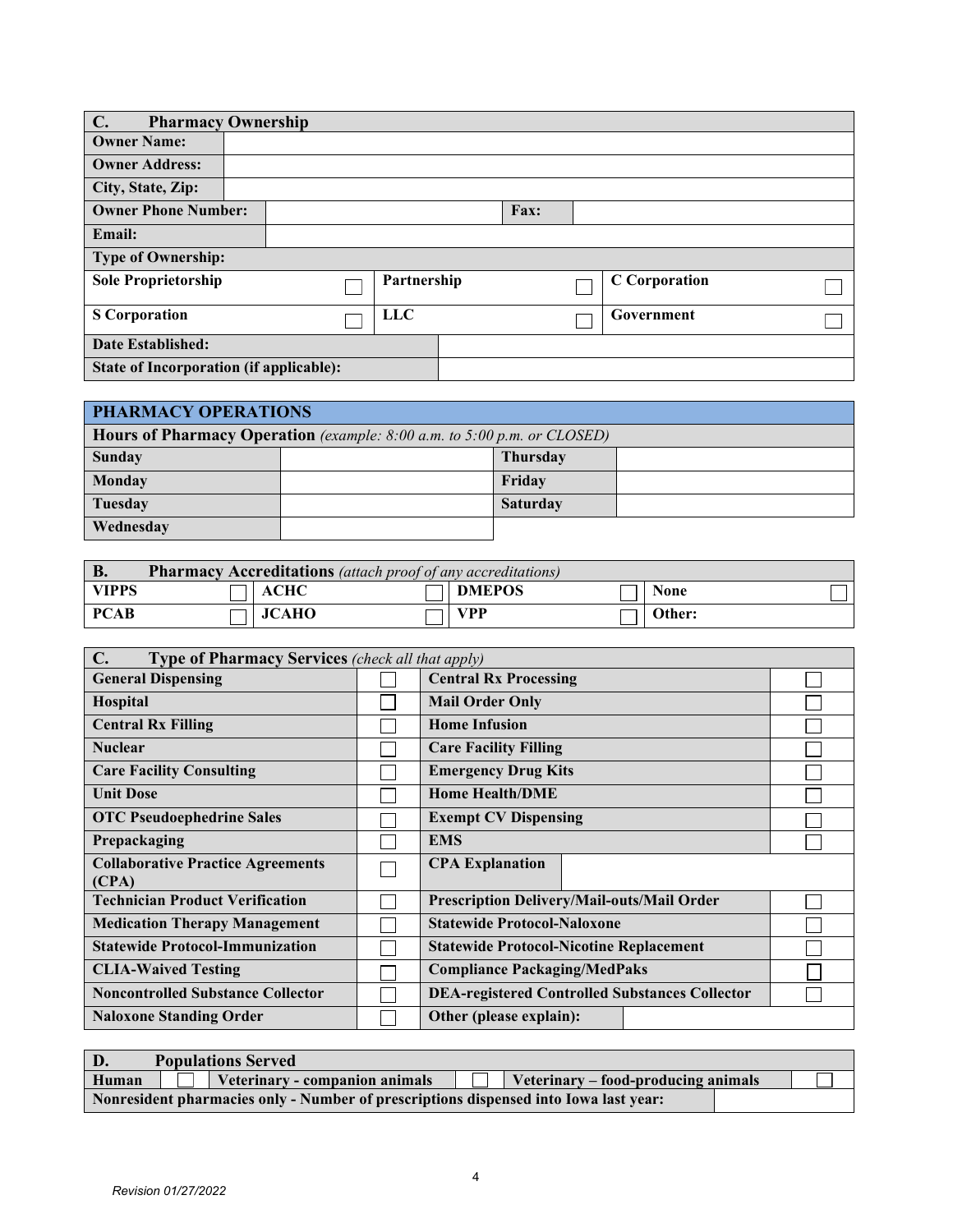| **C. Pharmacy Ownership** | | | |
|---|---|---|---|
| **Owner Name:** | | | |
| **Owner Address:** | | | |
| **City, State, Zip:** | | | |
| **Owner Phone Number:** | | **Fax:** | |
| **Email:** | | | |

| **Type of Ownership:** | | | | | |
|---|---|---|---|---|---|
| **Sole Proprietorship** | ☐ | **Partnership** | ☐ | **C Corporation** | ☐ |
| **S Corporation** | ☐ | **LLC** | ☐ | **Government** | ☐ |

| | |
|---|---|
| **Date Established:** | |
| **State of Incorporation (if applicable):** | |

## PHARMACY OPERATIONS

| **Hours of Pharmacy Operation** *(example: 8:00 a.m. to 5:00 p.m. or CLOSED)* | | | |
|---|---|---|---|
| **Sunday** | | **Thursday** | |
| **Monday** | | **Friday** | |
| **Tuesday** | | **Saturday** | |
| **Wednesday** | | | |

| **B. Pharmacy Accreditations** *(attach proof of any accreditations)* | | | | | | | |
|---|---|---|---|---|---|---|---|
| **VIPPS** | ☐ | **ACHC** | ☐ | **DMEPOS** | ☐ | **None** | ☐ |
| **PCAB** | ☐ | **JCAHO** | ☐ | **VPP** | ☐ | **Other:** | |

| **C. Type of Pharmacy Services** *(check all that apply)* | | | |
|---|---|---|---|
| **General Dispensing** | ☐ | **Central Rx Processing** | ☐ |
| **Hospital** | ☐ | **Mail Order Only** | ☐ |
| **Central Rx Filling** | ☐ | **Home Infusion** | ☐ |
| **Nuclear** | ☐ | **Care Facility Filling** | ☐ |
| **Care Facility Consulting** | ☐ | **Emergency Drug Kits** | ☐ |
| **Unit Dose** | ☐ | **Home Health/DME** | ☐ |
| **OTC Pseudoephedrine Sales** | ☐ | **Exempt CV Dispensing** | ☐ |
| **Prepackaging** | ☐ | **EMS** | ☐ |
| **Collaborative Practice Agreements (CPA)** | ☐ | **CPA Explanation** | |
| **Technician Product Verification** | ☐ | **Prescription Delivery/Mail-outs/Mail Order** | ☐ |
| **Medication Therapy Management** | ☐ | **Statewide Protocol-Naloxone** | ☐ |
| **Statewide Protocol-Immunization** | ☐ | **Statewide Protocol-Nicotine Replacement** | ☐ |
| **CLIA-Waived Testing** | ☐ | **Compliance Packaging/MedPaks** | ☐ |
| **Noncontrolled Substance Collector** | ☐ | **DEA-registered Controlled Substances Collector** | ☐ |
| **Naloxone Standing Order** | ☐ | **Other (please explain):** | |

| **D. Populations Served** | | | | | |
|---|---|---|---|---|---|
| **Human** | ☐ | **Veterinary - companion animals** | ☐ | **Veterinary – food-producing animals** | ☐ |
| **Nonresident pharmacies only - Number of prescriptions dispensed into Iowa last year:** | | | | | |

*Revision 01/27/2022*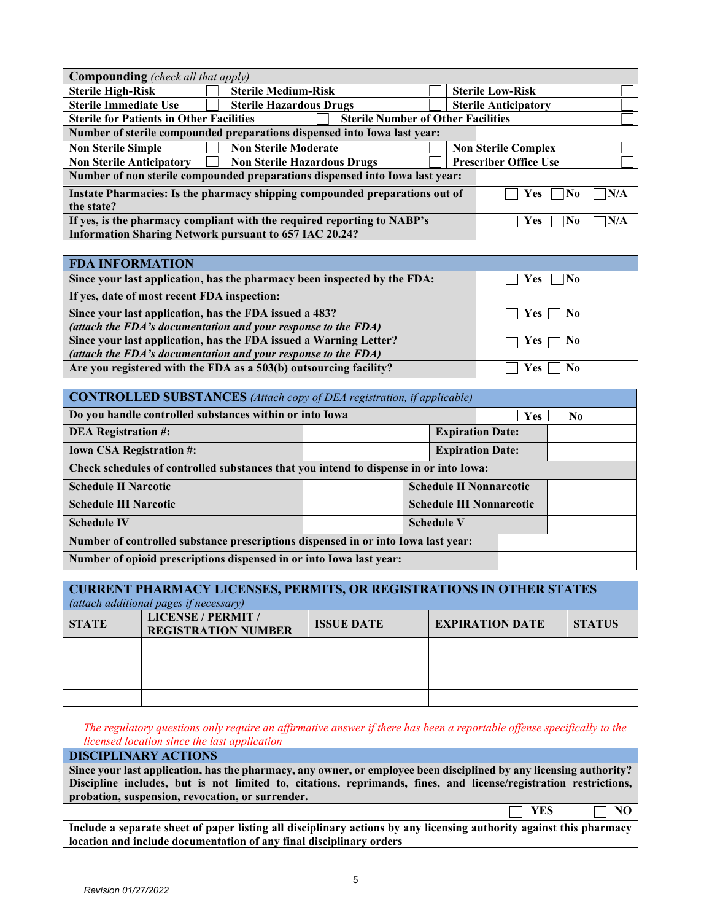| **Compounding** *(check all that apply)* | | | | | |
|---|---|---|---|---|---|
| **Sterile High-Risk** | ☐ | **Sterile Medium-Risk** | ☐ | **Sterile Low-Risk** | ☐ |
| **Sterile Immediate Use** | ☐ | **Sterile Hazardous Drugs** | ☐ | **Sterile Anticipatory** | ☐ |
| **Sterile for Patients in Other Facilities** | ☐ | **Sterile Number of Other Facilities** | | | ☐ |
| **Number of sterile compounded preparations dispensed into Iowa last year:** | | | | | |
| **Non Sterile Simple** | ☐ | **Non Sterile Moderate** | ☐ | **Non Sterile Complex** | ☐ |
| **Non Sterile Anticipatory** | ☐ | **Non Sterile Hazardous Drugs** | ☐ | **Prescriber Office Use** | ☐ |
| **Number of non sterile compounded preparations dispensed into Iowa last year:** | | | | | |
| **Instate Pharmacies: Is the pharmacy shipping compounded preparations out of the state?** | | | | ☐ **Yes** ☐ **No** ☐ **N/A** | |
| **If yes, is the pharmacy compliant with the required reporting to NABP's Information Sharing Network pursuant to 657 IAC 20.24?** | | | | ☐ **Yes** ☐ **No** ☐ **N/A** | |

| **FDA INFORMATION** | |
|---|---|
| **Since your last application, has the pharmacy been inspected by the FDA:** | ☐ **Yes** ☐ **No** |
| **If yes, date of most recent FDA inspection:** | |
| **Since your last application, has the FDA issued a 483?** *(attach the FDA's documentation and your response to the FDA)* | ☐ **Yes** ☐ **No** |
| **Since your last application, has the FDA issued a Warning Letter?** *(attach the FDA's documentation and your response to the FDA)* | ☐ **Yes** ☐ **No** |
| **Are you registered with the FDA as a 503(b) outsourcing facility?** | ☐ **Yes** ☐ **No** |

| **CONTROLLED SUBSTANCES** *(Attach copy of DEA registration, if applicable)* | | | |
|---|---|---|---|
| **Do you handle controlled substances within or into Iowa** | | ☐ **Yes** ☐ **No** | |
| **DEA Registration #:** | | **Expiration Date:** | |
| **Iowa CSA Registration #:** | | **Expiration Date:** | |
| **Check schedules of controlled substances that you intend to dispense in or into Iowa:** | | | |
| **Schedule II Narcotic** | | **Schedule II Nonnarcotic** | |
| **Schedule III Narcotic** | | **Schedule III Nonnarcotic** | |
| **Schedule IV** | | **Schedule V** | |
| **Number of controlled substance prescriptions dispensed in or into Iowa last year:** | | | |
| **Number of opioid prescriptions dispensed in or into Iowa last year:** | | | |

| **CURRENT PHARMACY LICENSES, PERMITS, OR REGISTRATIONS IN OTHER STATES** *(attach additional pages if necessary)* | | | | |
|---|---|---|---|---|
| **STATE** | **LICENSE / PERMIT / REGISTRATION NUMBER** | **ISSUE DATE** | **EXPIRATION DATE** | **STATUS** |
| | | | | |
| | | | | |
| | | | | |
| | | | | |

*The regulatory questions only require an affirmative answer if there has been a reportable offense specifically to the licensed location since the last application*

| **DISCIPLINARY ACTIONS** |
|---|
| **Since your last application, has the pharmacy, any owner, or employee been disciplined by any licensing authority? Discipline includes, but is not limited to, citations, reprimands, fines, and license/registration restrictions, probation, suspension, revocation, or surrender.** |
| ☐ **YES** ☐ **NO** |
| **Include a separate sheet of paper listing all disciplinary actions by any licensing authority against this pharmacy location and include documentation of any final disciplinary orders** |

*Revision 01/27/2022*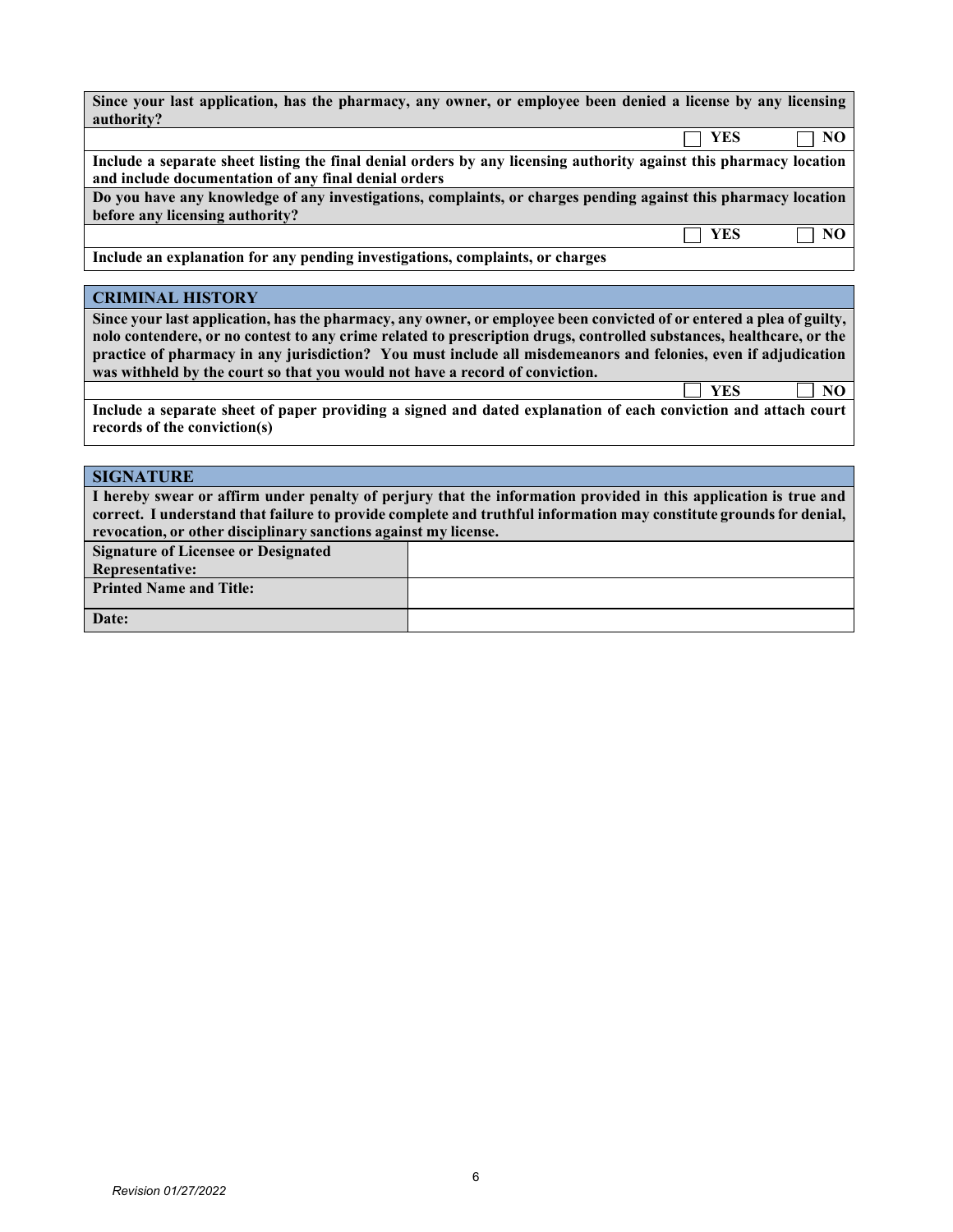**Since your last application, has the pharmacy, any owner, or employee been denied a license by any licensing authority?**

☐ **YES** ☐ **NO**

**Include a separate sheet listing the final denial orders by any licensing authority against this pharmacy location and include documentation of any final denial orders**

**Do you have any knowledge of any investigations, complaints, or charges pending against this pharmacy location before any licensing authority?**

☐ **YES** ☐ **NO**

**Include an explanation for any pending investigations, complaints, or charges**

## CRIMINAL HISTORY

**Since your last application, has the pharmacy, any owner, or employee been convicted of or entered a plea of guilty, nolo contendere, or no contest to any crime related to prescription drugs, controlled substances, healthcare, or the practice of pharmacy in any jurisdiction? You must include all misdemeanors and felonies, even if adjudication was withheld by the court so that you would not have a record of conviction.**

☐ **YES** ☐ **NO**

**Include a separate sheet of paper providing a signed and dated explanation of each conviction and attach court records of the conviction(s)**

## SIGNATURE

**I hereby swear or affirm under penalty of perjury that the information provided in this application is true and correct. I understand that failure to provide complete and truthful information may constitute grounds for denial, revocation, or other disciplinary sanctions against my license.**

| | |
|---|---|
| **Signature of Licensee or Designated Representative:** | |
| **Printed Name and Title:** | |
| **Date:** | |

*Revision 01/27/2022*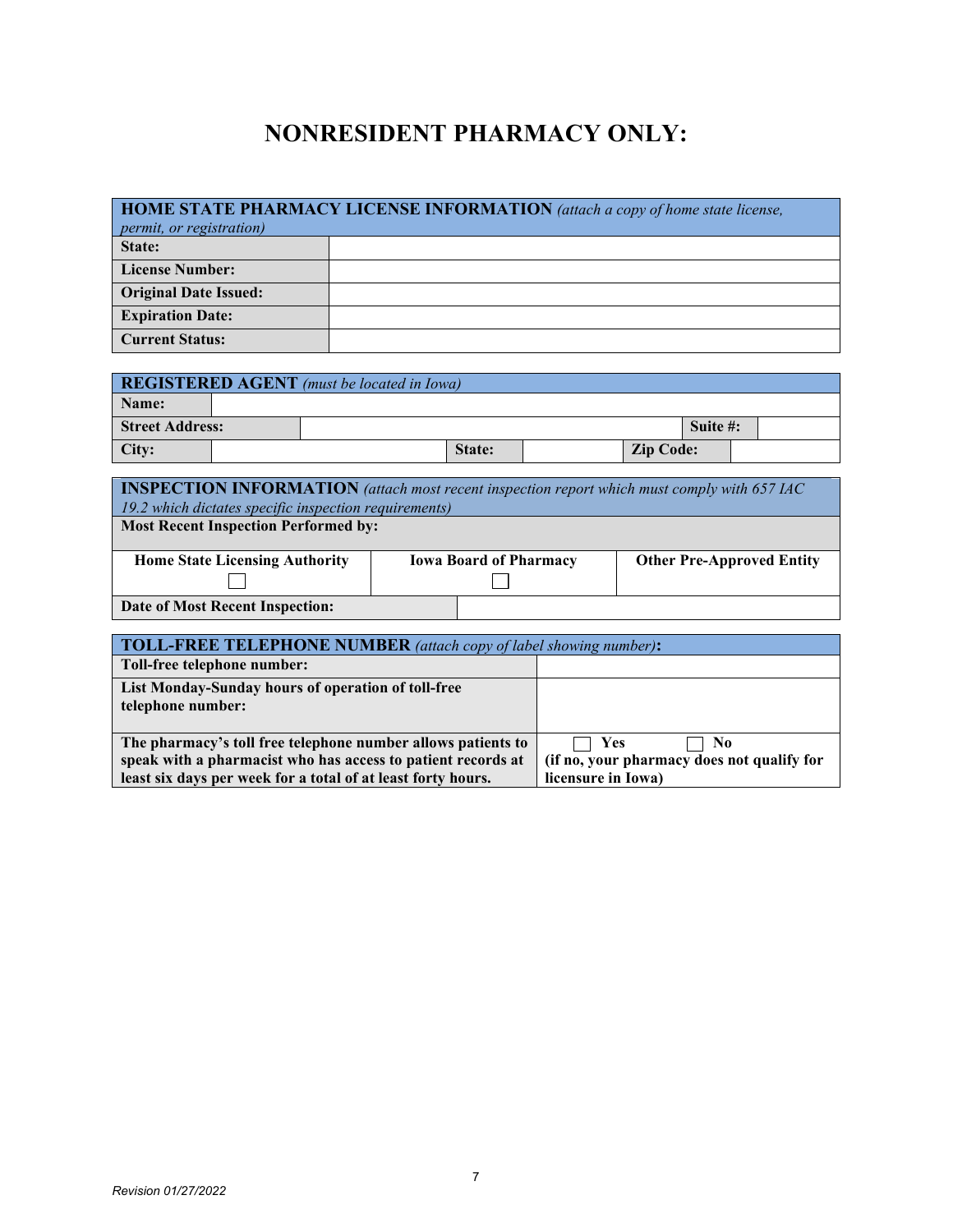# NONRESIDENT PHARMACY ONLY:

| **HOME STATE PHARMACY LICENSE INFORMATION** *(attach a copy of home state license, permit, or registration)* | |
|---|---|
| **State:** | |
| **License Number:** | |
| **Original Date Issued:** | |
| **Expiration Date:** | |
| **Current Status:** | |

| **REGISTERED AGENT** *(must be located in Iowa)* | | | | | |
|---|---|---|---|---|---|
| **Name:** | | | | | |
| **Street Address:** | | | | **Suite #:** | |
| **City:** | | **State:** | | **Zip Code:** | |

| **INSPECTION INFORMATION** *(attach most recent inspection report which must comply with 657 IAC 19.2 which dictates specific inspection requirements)* | | |
|---|---|---|
| **Most Recent Inspection Performed by:** | | |
| **Home State Licensing Authority** ☐ | **Iowa Board of Pharmacy** ☐ | **Other Pre-Approved Entity** |
| **Date of Most Recent Inspection:** | | |

| **TOLL-FREE TELEPHONE NUMBER** *(attach copy of label showing number)***:** | |
|---|---|
| **Toll-free telephone number:** | |
| **List Monday-Sunday hours of operation of toll-free telephone number:** | |
| **The pharmacy's toll free telephone number allows patients to speak with a pharmacist who has access to patient records at least six days per week for a total of at least forty hours.** | ☐ **Yes** ☐ **No** **(if no, your pharmacy does not qualify for licensure in Iowa)** |

*Revision 01/27/2022*